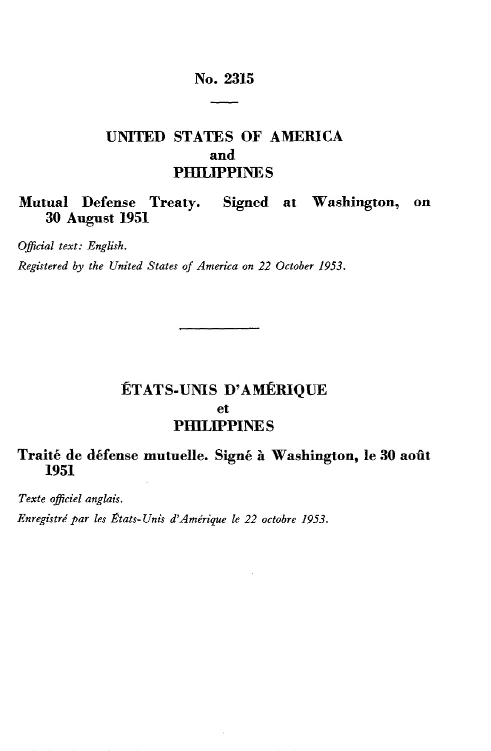# No. 2315

## UNITED STATES OF AMERICA
## and
## PHILIPPINES

**Mutual Defense Treaty. Signed at Washington, on 30 August 1951**

*Official text: English.*

*Registered by the United States of America on 22 October 1953.*

---

## ÉTATS-UNIS D'AMÉRIQUE
## et
## PHILIPPINES

**Traité de défense mutuelle. Signé à Washington, le 30 août 1951**

*Texte officiel anglais.*

*Enregistré par les États-Unis d'Amérique le 22 octobre 1953.*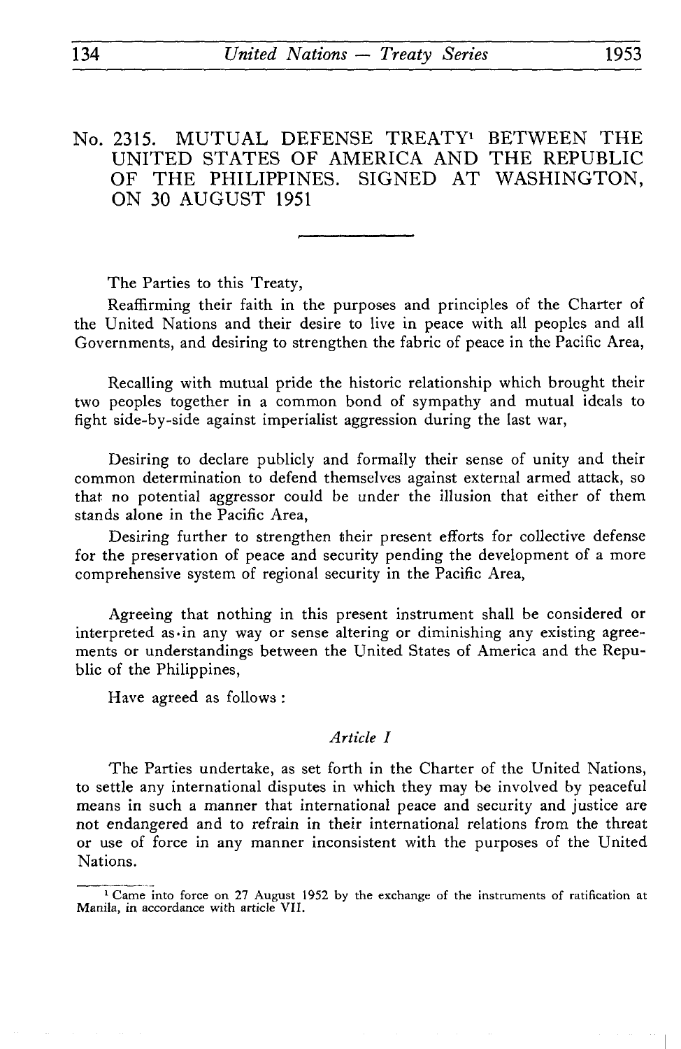# No. 2315. MUTUAL DEFENSE TREATY[1] BETWEEN THE UNITED STATES OF AMERICA AND THE REPUBLIC OF THE PHILIPPINES. SIGNED AT WASHINGTON, ON 30 AUGUST 1951

The Parties to this Treaty,

Reaffirming their faith in the purposes and principles of the Charter of the United Nations and their desire to live in peace with all peoples and all Governments, and desiring to strengthen the fabric of peace in the Pacific Area,

Recalling with mutual pride the historic relationship which brought their two peoples together in a common bond of sympathy and mutual ideals to fight side-by-side against imperialist aggression during the last war,

Desiring to declare publicly and formally their sense of unity and their common determination to defend themselves against external armed attack, so that no potential aggressor could be under the illusion that either of them stands alone in the Pacific Area,

Desiring further to strengthen their present efforts for collective defense for the preservation of peace and security pending the development of a more comprehensive system of regional security in the Pacific Area,

Agreeing that nothing in this present instrument shall be considered or interpreted as in any way or sense altering or diminishing any existing agreements or understandings between the United States of America and the Republic of the Philippines,

Have agreed as follows :

*Article I*

The Parties undertake, as set forth in the Charter of the United Nations, to settle any international disputes in which they may be involved by peaceful means in such a manner that international peace and security and justice are not endangered and to refrain in their international relations from the threat or use of force in any manner inconsistent with the purposes of the United Nations.

[1] Came into force on 27 August 1952 by the exchange of the instruments of ratification at Manila, in accordance with article VII.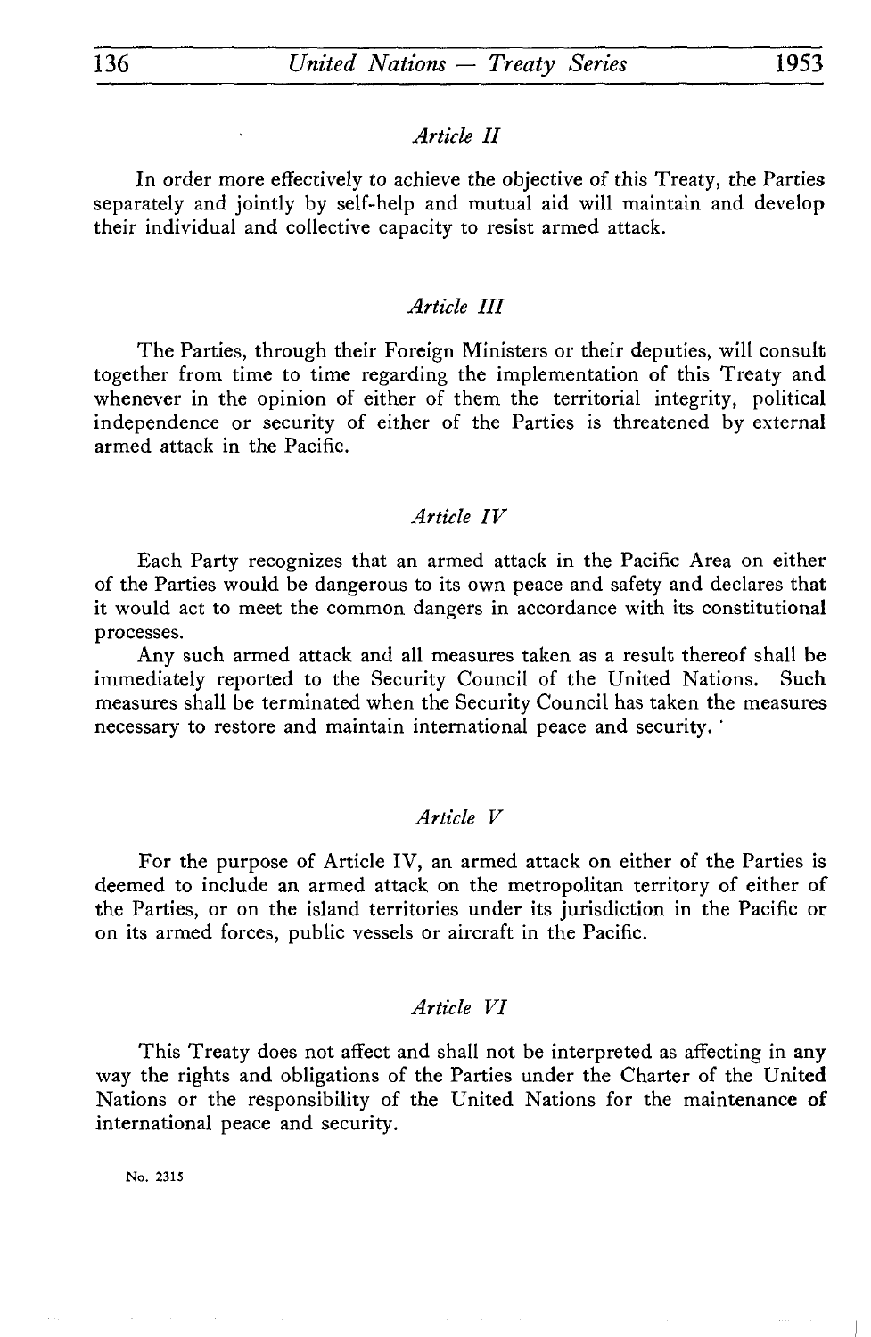*Article II*

In order more effectively to achieve the objective of this Treaty, the Parties separately and jointly by self-help and mutual aid will maintain and develop their individual and collective capacity to resist armed attack.

*Article III*

The Parties, through their Foreign Ministers or their deputies, will consult together from time to time regarding the implementation of this Treaty and whenever in the opinion of either of them the territorial integrity, political independence or security of either of the Parties is threatened by external armed attack in the Pacific.

*Article IV*

Each Party recognizes that an armed attack in the Pacific Area on either of the Parties would be dangerous to its own peace and safety and declares that it would act to meet the common dangers in accordance with its constitutional processes.

Any such armed attack and all measures taken as a result thereof shall be immediately reported to the Security Council of the United Nations. Such measures shall be terminated when the Security Council has taken the measures necessary to restore and maintain international peace and security.

*Article V*

For the purpose of Article IV, an armed attack on either of the Parties is deemed to include an armed attack on the metropolitan territory of either of the Parties, or on the island territories under its jurisdiction in the Pacific or on its armed forces, public vessels or aircraft in the Pacific.

*Article VI*

This Treaty does not affect and shall not be interpreted as affecting in any way the rights and obligations of the Parties under the Charter of the United Nations or the responsibility of the United Nations for the maintenance of international peace and security.

No. 2315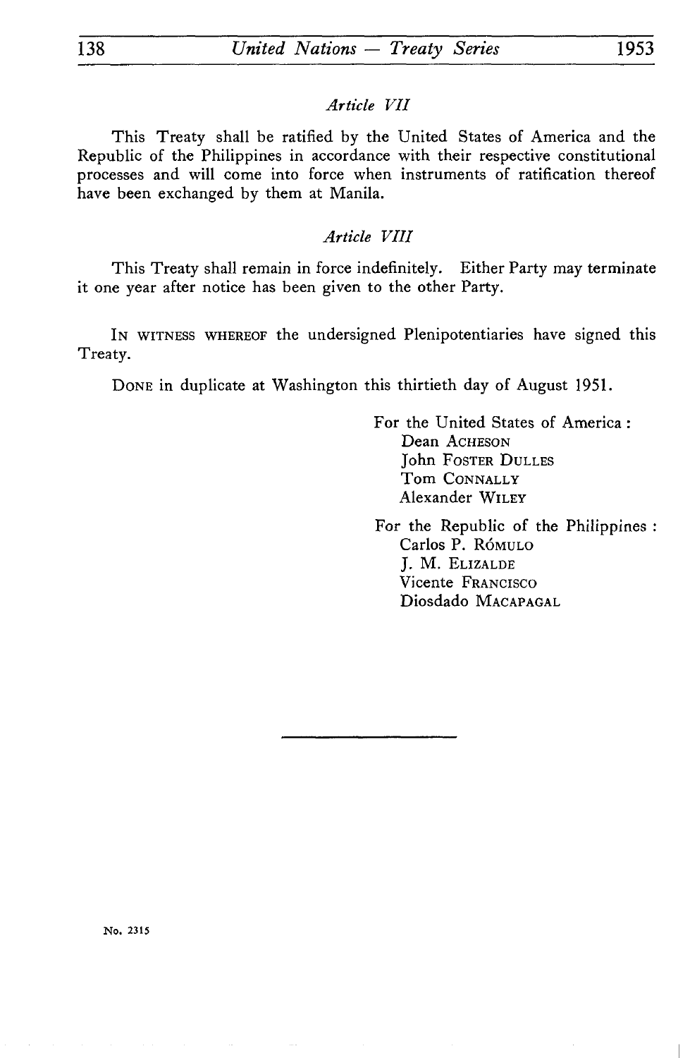*Article VII*

This Treaty shall be ratified by the United States of America and the Republic of the Philippines in accordance with their respective constitutional processes and will come into force when instruments of ratification thereof have been exchanged by them at Manila.

*Article VIII*

This Treaty shall remain in force indefinitely. Either Party may terminate it one year after notice has been given to the other Party.

IN WITNESS WHEREOF the undersigned Plenipotentiaries have signed this Treaty.

DONE in duplicate at Washington this thirtieth day of August 1951.

For the United States of America :
Dean ACHESON
John FOSTER DULLES
Tom CONNALLY
Alexander WILEY

For the Republic of the Philippines :
Carlos P. RÓMULO
J. M. ELIZALDE
Vicente FRANCISCO
Diosdado MACAPAGAL